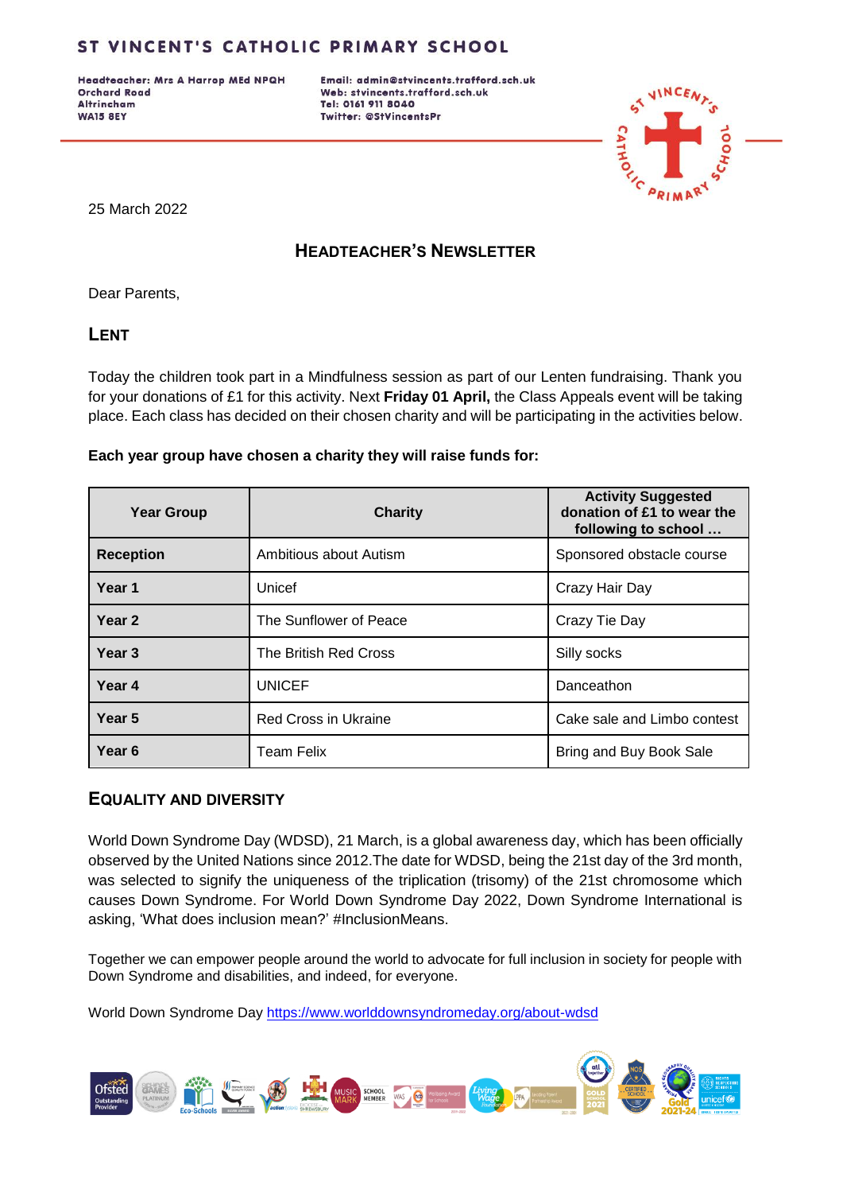# ST VINCENT'S CATHOLIC PRIMARY SCHOOL

**Headteacher: Mrs A Harrop MEd NPQH**
**Orchard Road**
**Altrincham**
**WA15 8EY**

**Email: admin@stvincents.trafford.sch.uk**
**Web: stvincents.trafford.sch.uk**
**Tel: 0161 911 8040**
**Twitter: @StVincentsPr**

25 March 2022

## HEADTEACHER'S NEWSLETTER

Dear Parents,

### LENT

Today the children took part in a Mindfulness session as part of our Lenten fundraising. Thank you for your donations of £1 for this activity. Next **Friday 01 April,** the Class Appeals event will be taking place. Each class has decided on their chosen charity and will be participating in the activities below.

**Each year group have chosen a charity they will raise funds for:**

| Year Group | Charity | Activity Suggested donation of £1 to wear the following to school … |
|---|---|---|
| **Reception** | Ambitious about Autism | Sponsored obstacle course |
| **Year 1** | Unicef | Crazy Hair Day |
| **Year 2** | The Sunflower of Peace | Crazy Tie Day |
| **Year 3** | The British Red Cross | Silly socks |
| **Year 4** | UNICEF | Danceathon |
| **Year 5** | Red Cross in Ukraine | Cake sale and Limbo contest |
| **Year 6** | Team Felix | Bring and Buy Book Sale |

### EQUALITY AND DIVERSITY

World Down Syndrome Day (WDSD), 21 March, is a global awareness day, which has been officially observed by the United Nations since 2012.The date for WDSD, being the 21st day of the 3rd month, was selected to signify the uniqueness of the triplication (trisomy) of the 21st chromosome which causes Down Syndrome. For World Down Syndrome Day 2022, Down Syndrome International is asking, 'What does inclusion mean?' #InclusionMeans.

Together we can empower people around the world to advocate for full inclusion in society for people with Down Syndrome and disabilities, and indeed, for everyone.

World Down Syndrome Day https://www.worlddownsyndromeday.org/about-wdsd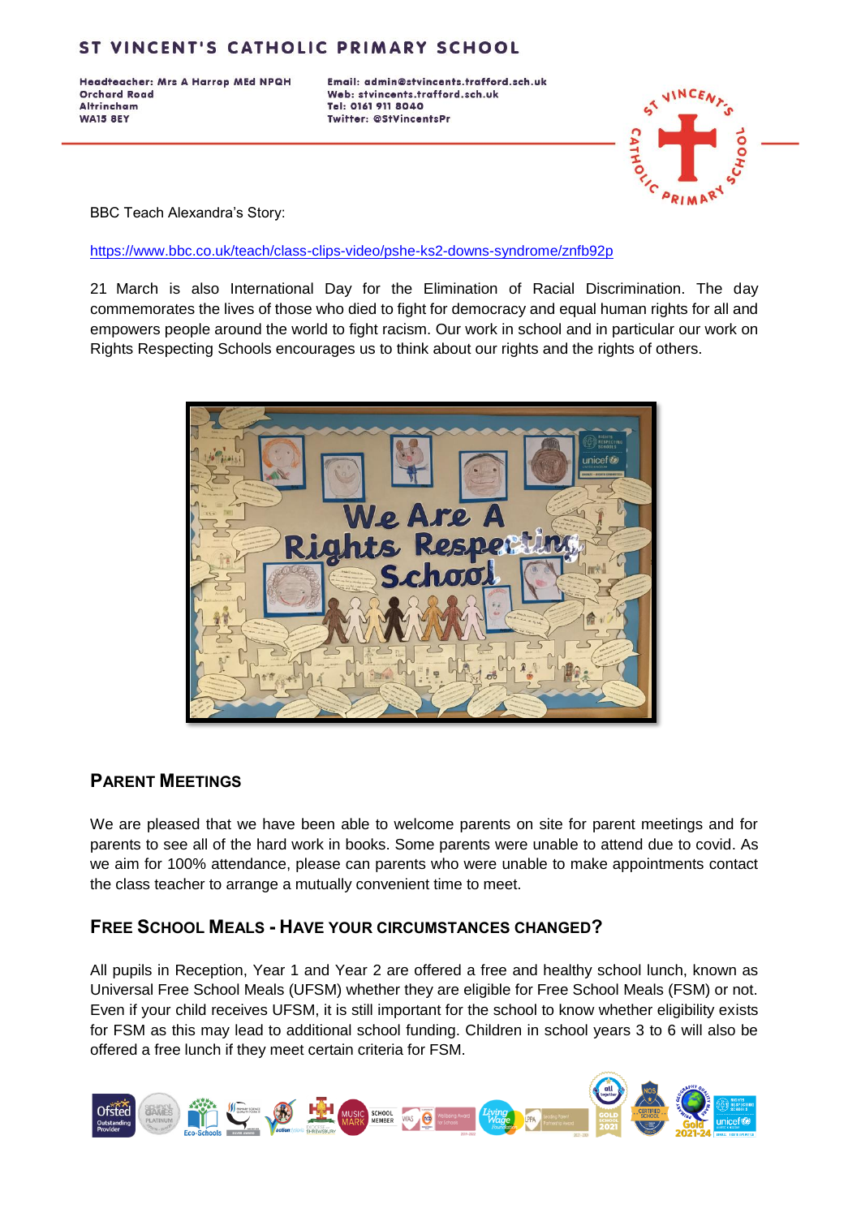BBC Teach Alexandra's Story:

https://www.bbc.co.uk/teach/class-clips-video/pshe-ks2-downs-syndrome/znfb92p

21 March is also International Day for the Elimination of Racial Discrimination. The day commemorates the lives of those who died to fight for democracy and equal human rights for all and empowers people around the world to fight racism. Our work in school and in particular our work on Rights Respecting Schools encourages us to think about our rights and the rights of others.

## Parent Meetings

We are pleased that we have been able to welcome parents on site for parent meetings and for parents to see all of the hard work in books. Some parents were unable to attend due to covid. As we aim for 100% attendance, please can parents who were unable to make appointments contact the class teacher to arrange a mutually convenient time to meet.

## Free School Meals - Have your circumstances changed?

All pupils in Reception, Year 1 and Year 2 are offered a free and healthy school lunch, known as Universal Free School Meals (UFSM) whether they are eligible for Free School Meals (FSM) or not. Even if your child receives UFSM, it is still important for the school to know whether eligibility exists for FSM as this may lead to additional school funding. Children in school years 3 to 6 will also be offered a free lunch if they meet certain criteria for FSM.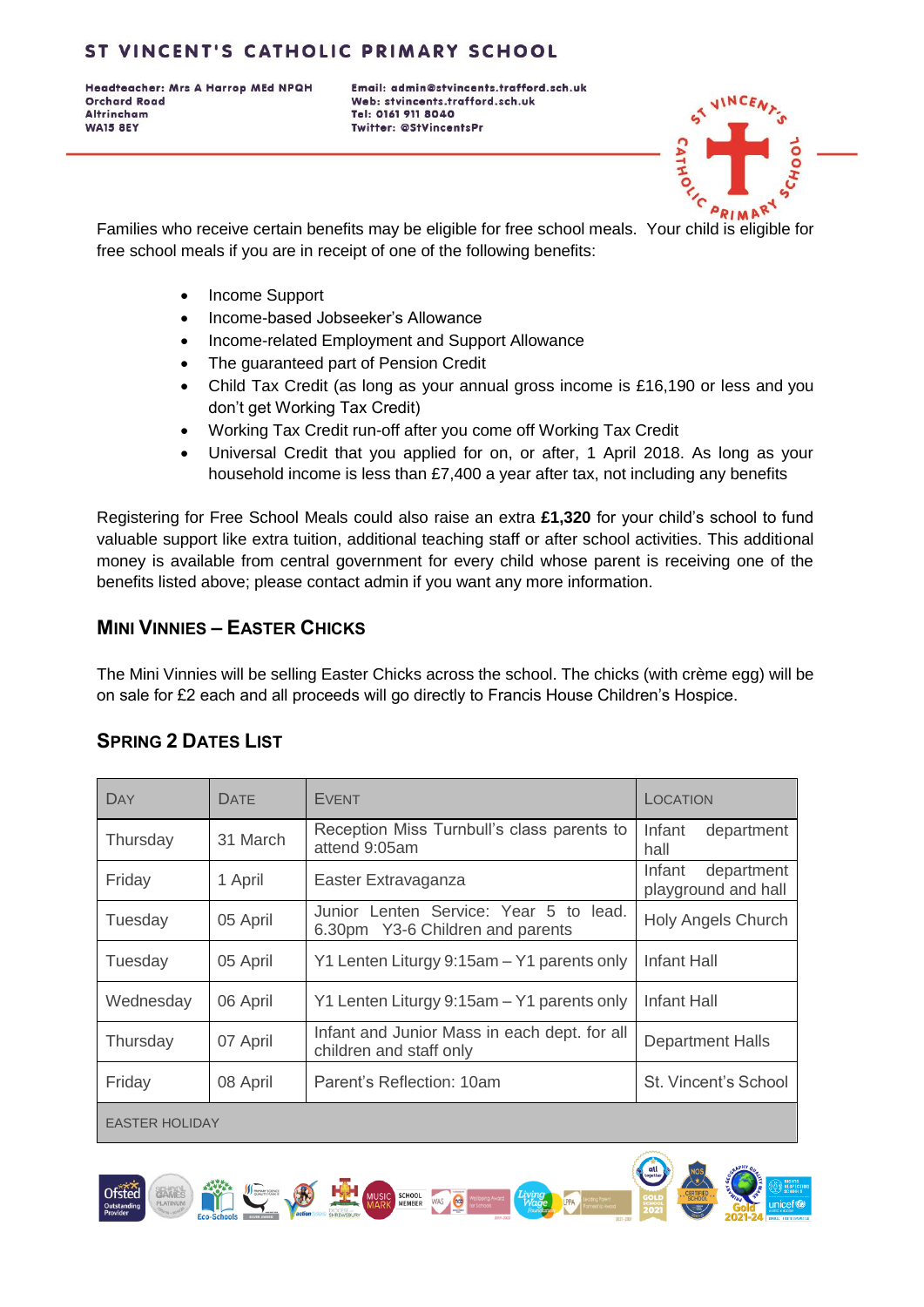# ST VINCENT'S CATHOLIC PRIMARY SCHOOL

Headteacher: Mrs A Harrop MEd NPQH
Orchard Road
Altrincham
WA15 8EY

Email: admin@stvincents.trafford.sch.uk
Web: stvincents.trafford.sch.uk
Tel: 0161 911 8040
Twitter: @StVincentsPr

Families who receive certain benefits may be eligible for free school meals. Your child is eligible for free school meals if you are in receipt of one of the following benefits:

- Income Support
- Income-based Jobseeker's Allowance
- Income-related Employment and Support Allowance
- The guaranteed part of Pension Credit
- Child Tax Credit (as long as your annual gross income is £16,190 or less and you don't get Working Tax Credit)
- Working Tax Credit run-off after you come off Working Tax Credit
- Universal Credit that you applied for on, or after, 1 April 2018. As long as your household income is less than £7,400 a year after tax, not including any benefits

Registering for Free School Meals could also raise an extra **£1,320** for your child's school to fund valuable support like extra tuition, additional teaching staff or after school activities. This additional money is available from central government for every child whose parent is receiving one of the benefits listed above; please contact admin if you want any more information.

## Mini Vinnies – Easter Chicks

The Mini Vinnies will be selling Easter Chicks across the school. The chicks (with crème egg) will be on sale for £2 each and all proceeds will go directly to Francis House Children's Hospice.

## Spring 2 Dates List

| Day | Date | Event | Location |
|---|---|---|---|
| Thursday | 31 March | Reception Miss Turnbull's class parents to attend 9:05am | Infant department hall |
| Friday | 1 April | Easter Extravaganza | Infant department playground and hall |
| Tuesday | 05 April | Junior Lenten Service: Year 5 to lead. 6.30pm Y3-6 Children and parents | Holy Angels Church |
| Tuesday | 05 April | Y1 Lenten Liturgy 9:15am – Y1 parents only | Infant Hall |
| Wednesday | 06 April | Y1 Lenten Liturgy 9:15am – Y1 parents only | Infant Hall |
| Thursday | 07 April | Infant and Junior Mass in each dept. for all children and staff only | Department Halls |
| Friday | 08 April | Parent's Reflection: 10am | St. Vincent's School |
| EASTER HOLIDAY | | | |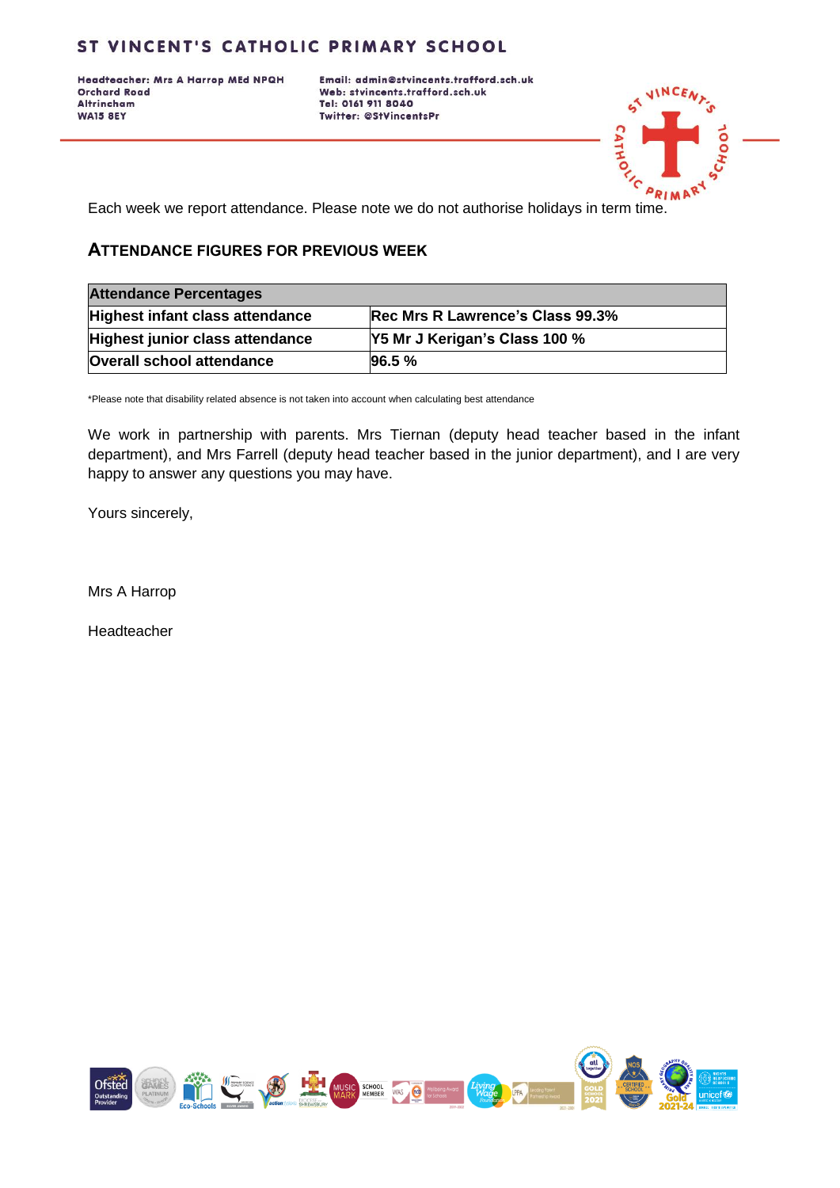# ST VINCENT'S CATHOLIC PRIMARY SCHOOL

Headteacher: Mrs A Harrop MEd NPQH
Orchard Road
Altrincham
WA15 8EY

Email: admin@stvincents.trafford.sch.uk
Web: stvincents.trafford.sch.uk
Tel: 0161 911 8040
Twitter: @StVincentsPr

Each week we report attendance. Please note we do not authorise holidays in term time.

## ATTENDANCE FIGURES FOR PREVIOUS WEEK

| Attendance Percentages | |
|---|---|
| **Highest infant class attendance** | **Rec Mrs R Lawrence's Class 99.3%** |
| **Highest junior class attendance** | **Y5 Mr J Kerigan's Class 100 %** |
| **Overall school attendance** | **96.5 %** |

*Please note that disability related absence is not taken into account when calculating best attendance

We work in partnership with parents. Mrs Tiernan (deputy head teacher based in the infant department), and Mrs Farrell (deputy head teacher based in the junior department), and I are very happy to answer any questions you may have.

Yours sincerely,

Mrs A Harrop

Headteacher